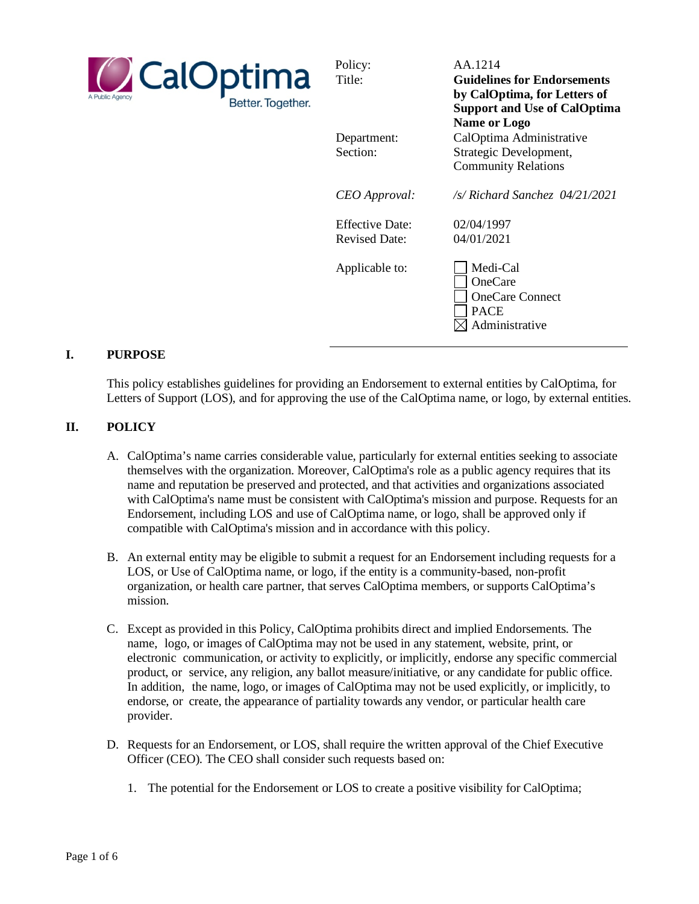| | |
|---|---|
| Policy: | AA.1214 |
| Title: | **Guidelines for Endorsements by CalOptima, for Letters of Support and Use of CalOptima Name or Logo** |
| Department: | CalOptima Administrative |
| Section: | Strategic Development, Community Relations |
| *CEO Approval:* | */s/ Richard Sanchez 04/21/2021* |
| Effective Date: | 02/04/1997 |
| Revised Date: | 04/01/2021 |
| Applicable to: | ☐ Medi-Cal<br>☐ OneCare<br>☐ OneCare Connect<br>☐ PACE<br>☒ Administrative |

## I. PURPOSE

This policy establishes guidelines for providing an Endorsement to external entities by CalOptima, for Letters of Support (LOS), and for approving the use of the CalOptima name, or logo, by external entities.

## II. POLICY

A. CalOptima's name carries considerable value, particularly for external entities seeking to associate themselves with the organization. Moreover, CalOptima's role as a public agency requires that its name and reputation be preserved and protected, and that activities and organizations associated with CalOptima's name must be consistent with CalOptima's mission and purpose. Requests for an Endorsement, including LOS and use of CalOptima name, or logo, shall be approved only if compatible with CalOptima's mission and in accordance with this policy.

B. An external entity may be eligible to submit a request for an Endorsement including requests for a LOS, or Use of CalOptima name, or logo, if the entity is a community-based, non-profit organization, or health care partner, that serves CalOptima members, or supports CalOptima's mission.

C. Except as provided in this Policy, CalOptima prohibits direct and implied Endorsements. The name, logo, or images of CalOptima may not be used in any statement, website, print, or electronic communication, or activity to explicitly, or implicitly, endorse any specific commercial product, or service, any religion, any ballot measure/initiative, or any candidate for public office. In addition, the name, logo, or images of CalOptima may not be used explicitly, or implicitly, to endorse, or create, the appearance of partiality towards any vendor, or particular health care provider.

D. Requests for an Endorsement, or LOS, shall require the written approval of the Chief Executive Officer (CEO). The CEO shall consider such requests based on:

1. The potential for the Endorsement or LOS to create a positive visibility for CalOptima;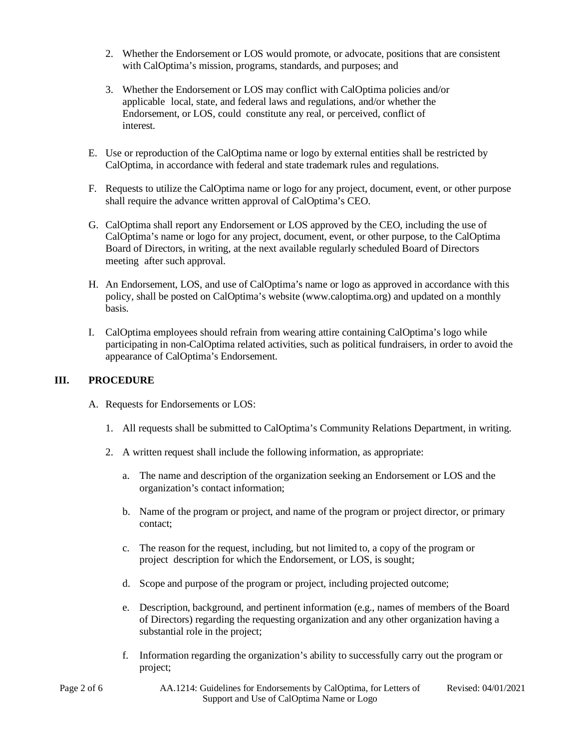2. Whether the Endorsement or LOS would promote, or advocate, positions that are consistent with CalOptima's mission, programs, standards, and purposes; and

3. Whether the Endorsement or LOS may conflict with CalOptima policies and/or applicable local, state, and federal laws and regulations, and/or whether the Endorsement, or LOS, could constitute any real, or perceived, conflict of interest.

E. Use or reproduction of the CalOptima name or logo by external entities shall be restricted by CalOptima, in accordance with federal and state trademark rules and regulations.

F. Requests to utilize the CalOptima name or logo for any project, document, event, or other purpose shall require the advance written approval of CalOptima's CEO.

G. CalOptima shall report any Endorsement or LOS approved by the CEO, including the use of CalOptima's name or logo for any project, document, event, or other purpose, to the CalOptima Board of Directors, in writing, at the next available regularly scheduled Board of Directors meeting after such approval.

H. An Endorsement, LOS, and use of CalOptima's name or logo as approved in accordance with this policy, shall be posted on CalOptima's website (www.caloptima.org) and updated on a monthly basis.

I. CalOptima employees should refrain from wearing attire containing CalOptima's logo while participating in non-CalOptima related activities, such as political fundraisers, in order to avoid the appearance of CalOptima's Endorsement.

## III. PROCEDURE

A. Requests for Endorsements or LOS:

1. All requests shall be submitted to CalOptima's Community Relations Department, in writing.

2. A written request shall include the following information, as appropriate:

   a. The name and description of the organization seeking an Endorsement or LOS and the organization's contact information;

   b. Name of the program or project, and name of the program or project director, or primary contact;

   c. The reason for the request, including, but not limited to, a copy of the program or project description for which the Endorsement, or LOS, is sought;

   d. Scope and purpose of the program or project, including projected outcome;

   e. Description, background, and pertinent information (e.g., names of members of the Board of Directors) regarding the requesting organization and any other organization having a substantial role in the project;

   f. Information regarding the organization's ability to successfully carry out the program or project;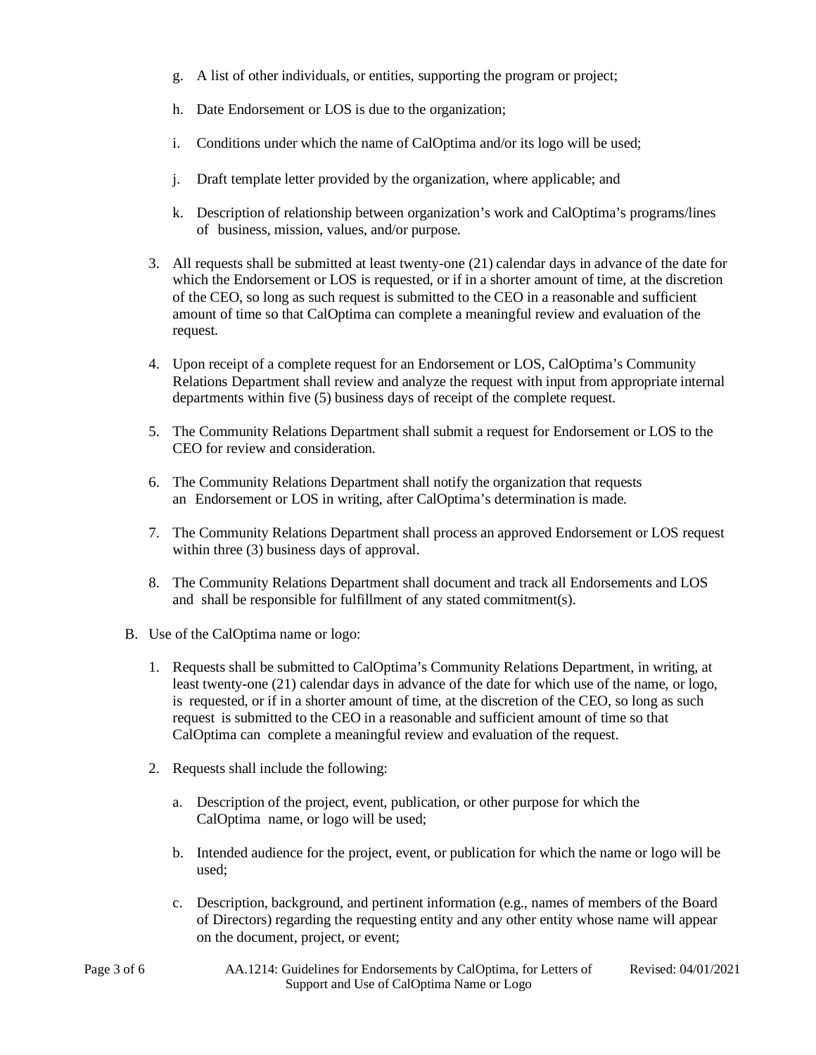g. A list of other individuals, or entities, supporting the program or project;

h. Date Endorsement or LOS is due to the organization;

i. Conditions under which the name of CalOptima and/or its logo will be used;

j. Draft template letter provided by the organization, where applicable; and

k. Description of relationship between organization's work and CalOptima's programs/lines of business, mission, values, and/or purpose.

3. All requests shall be submitted at least twenty-one (21) calendar days in advance of the date for which the Endorsement or LOS is requested, or if in a shorter amount of time, at the discretion of the CEO, so long as such request is submitted to the CEO in a reasonable and sufficient amount of time so that CalOptima can complete a meaningful review and evaluation of the request.

4. Upon receipt of a complete request for an Endorsement or LOS, CalOptima's Community Relations Department shall review and analyze the request with input from appropriate internal departments within five (5) business days of receipt of the complete request.

5. The Community Relations Department shall submit a request for Endorsement or LOS to the CEO for review and consideration.

6. The Community Relations Department shall notify the organization that requests an Endorsement or LOS in writing, after CalOptima's determination is made.

7. The Community Relations Department shall process an approved Endorsement or LOS request within three (3) business days of approval.

8. The Community Relations Department shall document and track all Endorsements and LOS and shall be responsible for fulfillment of any stated commitment(s).

B. Use of the CalOptima name or logo:

1. Requests shall be submitted to CalOptima's Community Relations Department, in writing, at least twenty-one (21) calendar days in advance of the date for which use of the name, or logo, is requested, or if in a shorter amount of time, at the discretion of the CEO, so long as such request is submitted to the CEO in a reasonable and sufficient amount of time so that CalOptima can complete a meaningful review and evaluation of the request.

2. Requests shall include the following:

   a. Description of the project, event, publication, or other purpose for which the CalOptima name, or logo will be used;

   b. Intended audience for the project, event, or publication for which the name or logo will be used;

   c. Description, background, and pertinent information (e.g., names of members of the Board of Directors) regarding the requesting entity and any other entity whose name will appear on the document, project, or event;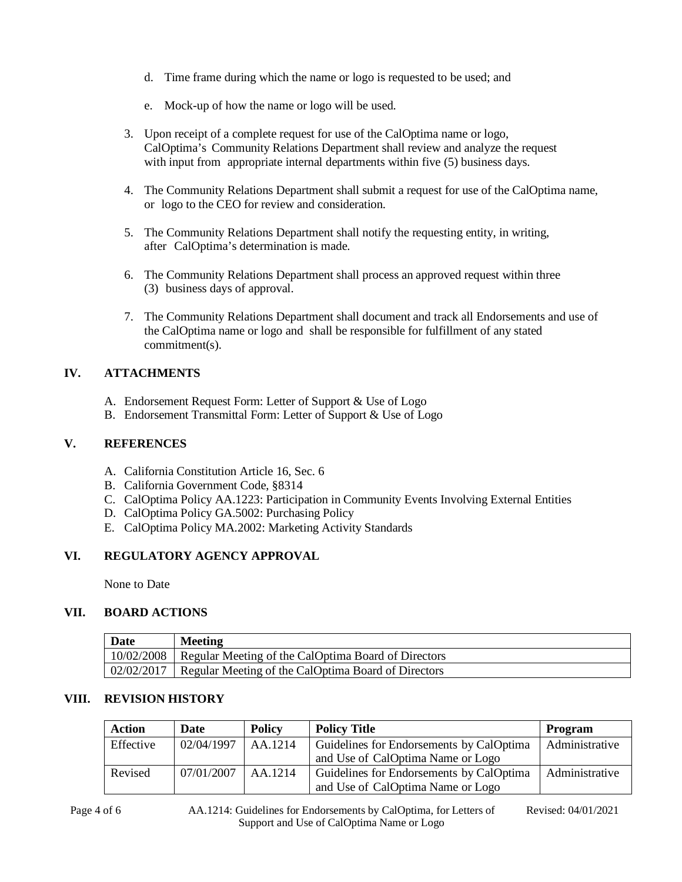d. Time frame during which the name or logo is requested to be used; and

e. Mock-up of how the name or logo will be used.

3. Upon receipt of a complete request for use of the CalOptima name or logo, CalOptima's Community Relations Department shall review and analyze the request with input from appropriate internal departments within five (5) business days.

4. The Community Relations Department shall submit a request for use of the CalOptima name, or logo to the CEO for review and consideration.

5. The Community Relations Department shall notify the requesting entity, in writing, after CalOptima's determination is made.

6. The Community Relations Department shall process an approved request within three (3) business days of approval.

7. The Community Relations Department shall document and track all Endorsements and use of the CalOptima name or logo and shall be responsible for fulfillment of any stated commitment(s).

## IV. ATTACHMENTS

A. Endorsement Request Form: Letter of Support & Use of Logo
B. Endorsement Transmittal Form: Letter of Support & Use of Logo

## V. REFERENCES

A. California Constitution Article 16, Sec. 6
B. California Government Code, §8314
C. CalOptima Policy AA.1223: Participation in Community Events Involving External Entities
D. CalOptima Policy GA.5002: Purchasing Policy
E. CalOptima Policy MA.2002: Marketing Activity Standards

## VI. REGULATORY AGENCY APPROVAL

None to Date

## VII. BOARD ACTIONS

| Date | Meeting |
|---|---|
| 10/02/2008 | Regular Meeting of the CalOptima Board of Directors |
| 02/02/2017 | Regular Meeting of the CalOptima Board of Directors |

## VIII. REVISION HISTORY

| Action | Date | Policy | Policy Title | Program |
|---|---|---|---|---|
| Effective | 02/04/1997 | AA.1214 | Guidelines for Endorsements by CalOptima and Use of CalOptima Name or Logo | Administrative |
| Revised | 07/01/2007 | AA.1214 | Guidelines for Endorsements by CalOptima and Use of CalOptima Name or Logo | Administrative |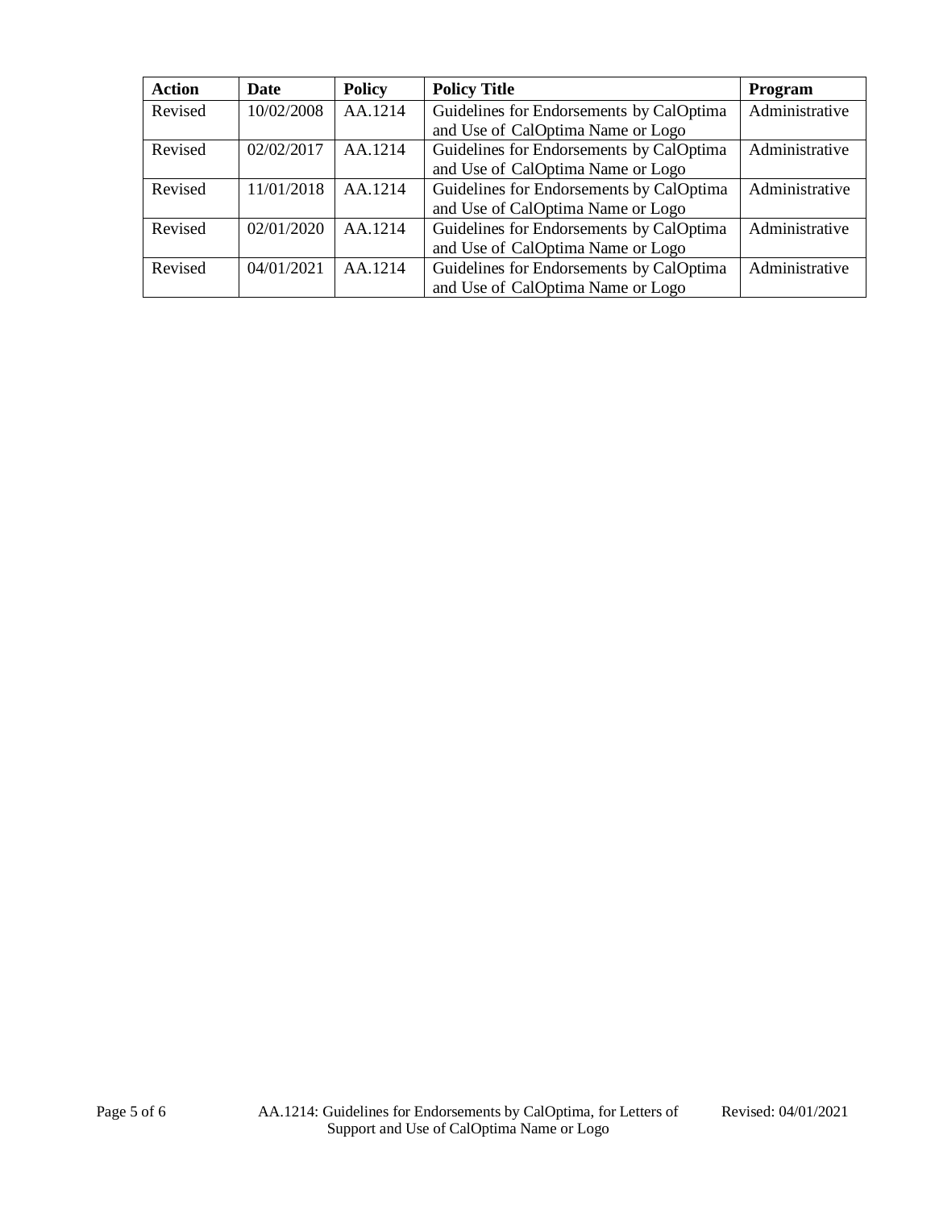| Action | Date | Policy | Policy Title | Program |
|---|---|---|---|---|
| Revised | 10/02/2008 | AA.1214 | Guidelines for Endorsements by CalOptima and Use of CalOptima Name or Logo | Administrative |
| Revised | 02/02/2017 | AA.1214 | Guidelines for Endorsements by CalOptima and Use of CalOptima Name or Logo | Administrative |
| Revised | 11/01/2018 | AA.1214 | Guidelines for Endorsements by CalOptima and Use of CalOptima Name or Logo | Administrative |
| Revised | 02/01/2020 | AA.1214 | Guidelines for Endorsements by CalOptima and Use of CalOptima Name or Logo | Administrative |
| Revised | 04/01/2021 | AA.1214 | Guidelines for Endorsements by CalOptima and Use of CalOptima Name or Logo | Administrative |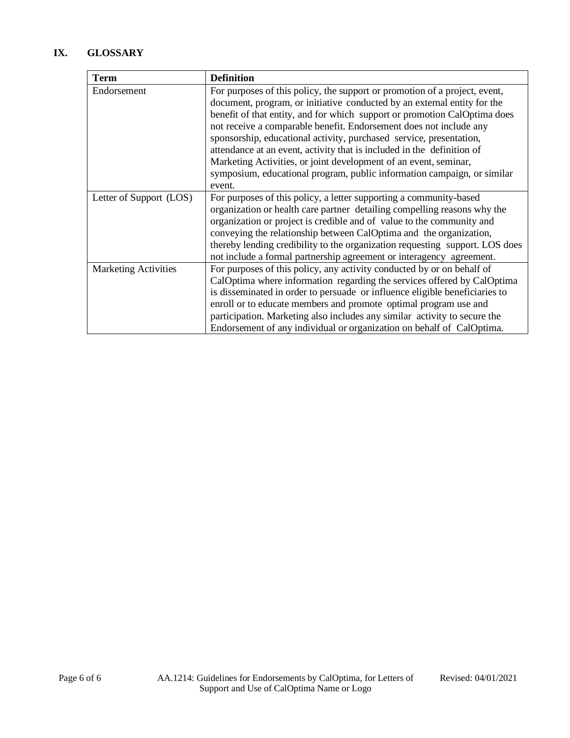## IX. GLOSSARY

| Term | Definition |
|---|---|
| Endorsement | For purposes of this policy, the support or promotion of a project, event, document, program, or initiative conducted by an external entity for the benefit of that entity, and for which support or promotion CalOptima does not receive a comparable benefit. Endorsement does not include any sponsorship, educational activity, purchased service, presentation, attendance at an event, activity that is included in the definition of Marketing Activities, or joint development of an event, seminar, symposium, educational program, public information campaign, or similar event. |
| Letter of Support (LOS) | For purposes of this policy, a letter supporting a community-based organization or health care partner detailing compelling reasons why the organization or project is credible and of value to the community and conveying the relationship between CalOptima and the organization, thereby lending credibility to the organization requesting support. LOS does not include a formal partnership agreement or interagency agreement. |
| Marketing Activities | For purposes of this policy, any activity conducted by or on behalf of CalOptima where information regarding the services offered by CalOptima is disseminated in order to persuade or influence eligible beneficiaries to enroll or to educate members and promote optimal program use and participation. Marketing also includes any similar activity to secure the Endorsement of any individual or organization on behalf of CalOptima. |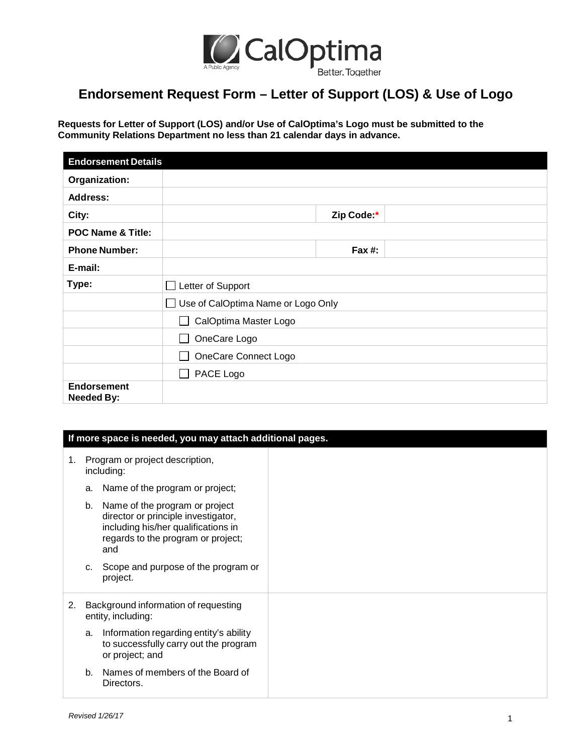CalOptima

A Public Agency

Better. Together

# Endorsement Request Form – Letter of Support (LOS) & Use of Logo

**Requests for Letter of Support (LOS) and/or Use of CalOptima's Logo must be submitted to the Community Relations Department no less than 21 calendar days in advance.**

| **Endorsement Details** | | | |
|---|---|---|---|
| **Organization:** | | | |
| **Address:** | | | |
| **City:** | | **Zip Code:*** | |
| **POC Name & Title:** | | | |
| **Phone Number:** | | **Fax #:** | |
| **E-mail:** | | | |
| **Type:** | ☐ Letter of Support | | |
| | ☐ Use of CalOptima Name or Logo Only | | |
| | ☐ CalOptima Master Logo | | |
| | ☐ OneCare Logo | | |
| | ☐ OneCare Connect Logo | | |
| | ☐ PACE Logo | | |
| **Endorsement Needed By:** | | | |

| **If more space is needed, you may attach additional pages.** | |
|---|---|
| 1. Program or project description, including:<br>a. Name of the program or project;<br>b. Name of the program or project director or principle investigator, including his/her qualifications in regards to the program or project; and<br>c. Scope and purpose of the program or project. | |
| 2. Background information of requesting entity, including:<br>a. Information regarding entity's ability to successfully carry out the program or project; and<br>b. Names of members of the Board of Directors. | |

*Revised 1/26/17*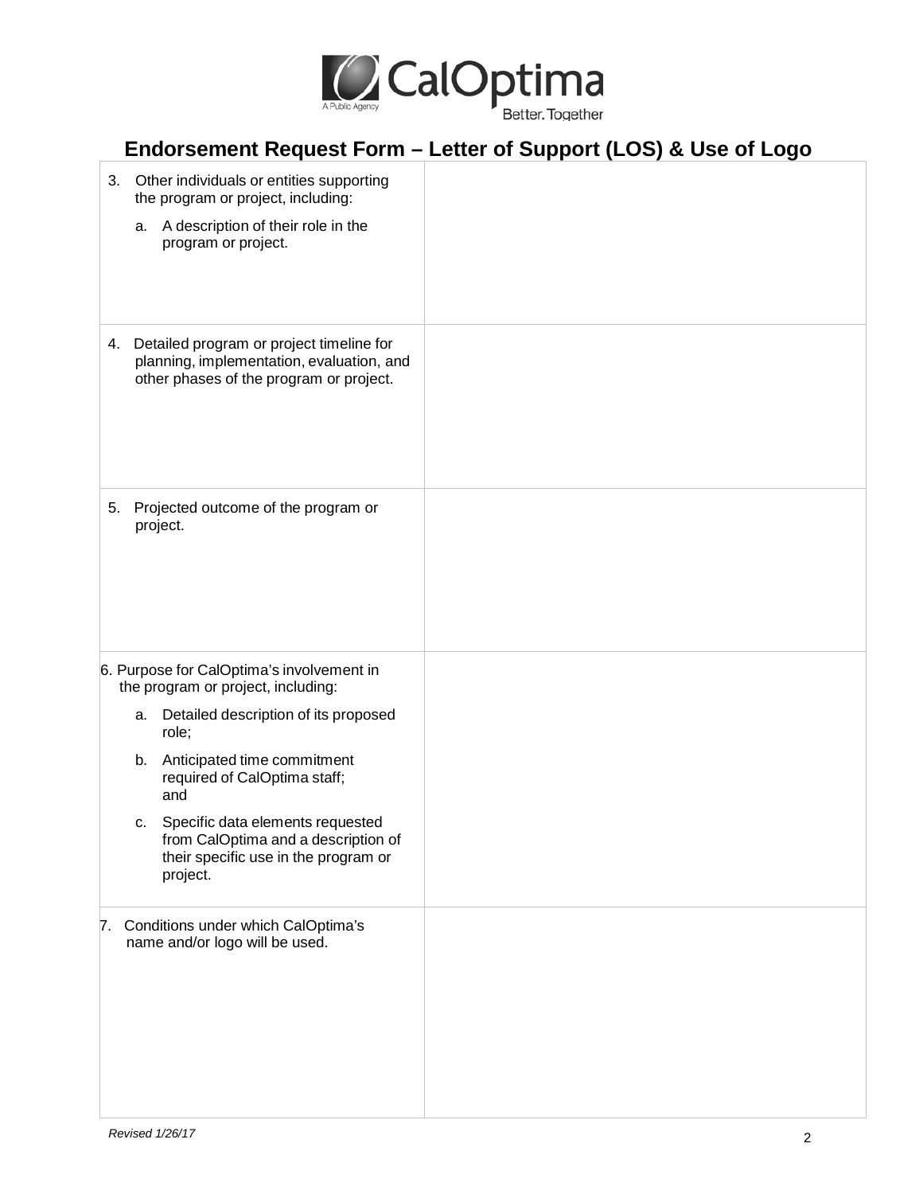# Endorsement Request Form – Letter of Support (LOS) & Use of Logo

| | |
|---|---|
| 3. Other individuals or entities supporting the program or project, including:<br>a. A description of their role in the program or project. | |
| 4. Detailed program or project timeline for planning, implementation, evaluation, and other phases of the program or project. | |
| 5. Projected outcome of the program or project. | |
| 6. Purpose for CalOptima's involvement in the program or project, including:<br>a. Detailed description of its proposed role;<br>b. Anticipated time commitment required of CalOptima staff; and<br>c. Specific data elements requested from CalOptima and a description of their specific use in the program or project. | |
| 7. Conditions under which CalOptima's name and/or logo will be used. | |

*Revised 1/26/17*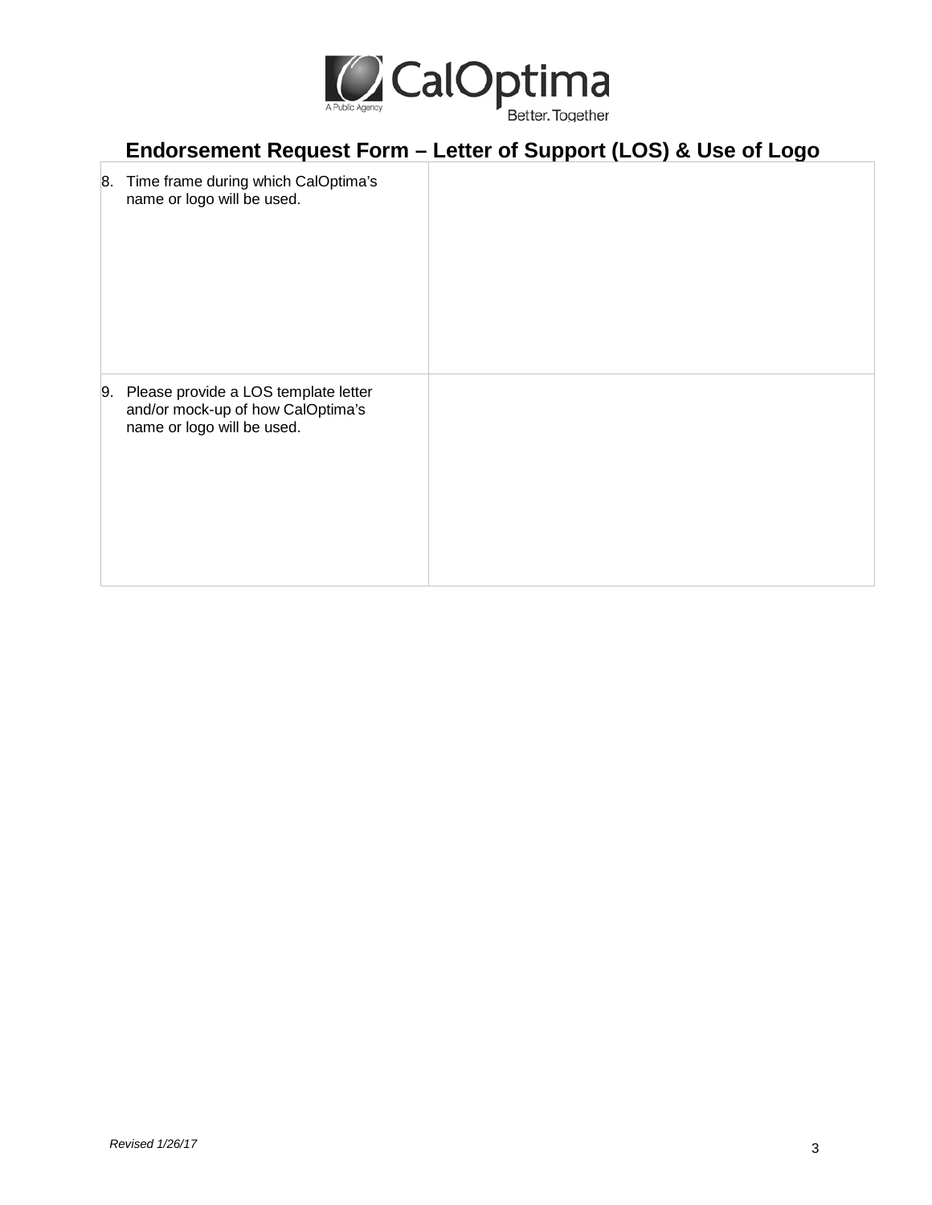# Endorsement Request Form – Letter of Support (LOS) & Use of Logo

| | |
|---|---|
| 8. Time frame during which CalOptima's name or logo will be used. | |
| 9. Please provide a LOS template letter and/or mock-up of how CalOptima's name or logo will be used. | |

*Revised 1/26/17*